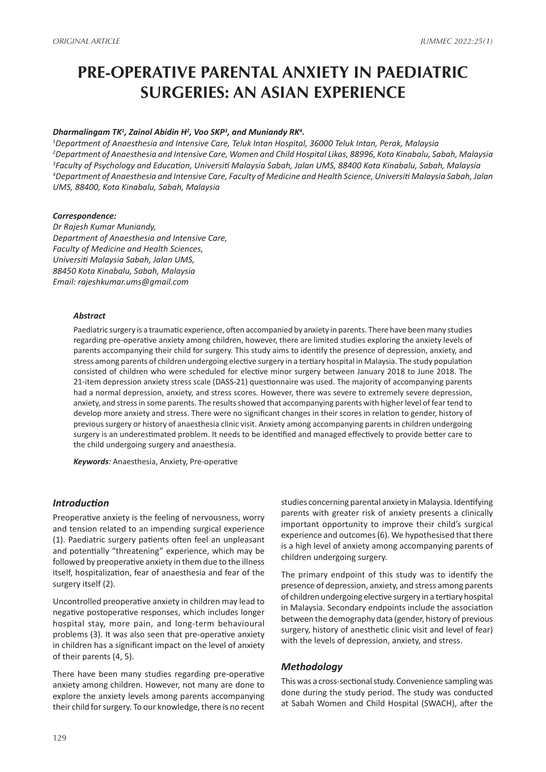ORIGINAL ARTICLE

# PRE-OPERATIVE PARENTAL ANXIETY IN PAEDIATRIC SURGERIES: AN ASIAN EXPERIENCE

***Dharmalingam TK[1], Zainol Abidin H[2], Voo SKP[3], and Muniandy RK[4].***

*[1]Department of Anaesthesia and Intensive Care, Teluk Intan Hospital, 36000 Teluk Intan, Perak, Malaysia*
*[2]Department of Anaesthesia and Intensive Care, Women and Child Hospital Likas, 88996, Kota Kinabalu, Sabah, Malaysia*
*[3]Faculty of Psychology and Education, Universiti Malaysia Sabah, Jalan UMS, 88400 Kota Kinabalu, Sabah, Malaysia*
*[4]Department of Anaesthesia and Intensive Care, Faculty of Medicine and Health Science, Universiti Malaysia Sabah, Jalan UMS, 88400, Kota Kinabalu, Sabah, Malaysia*

***Correspondence:***
*Dr Rajesh Kumar Muniandy,*
*Department of Anaesthesia and Intensive Care,*
*Faculty of Medicine and Health Sciences,*
*Universiti Malaysia Sabah, Jalan UMS,*
*88450 Kota Kinabalu, Sabah, Malaysia*
*Email: rajeshkumar.ums@gmail.com*

***Abstract***

Paediatric surgery is a traumatic experience, often accompanied by anxiety in parents. There have been many studies regarding pre-operative anxiety among children, however, there are limited studies exploring the anxiety levels of parents accompanying their child for surgery. This study aims to identify the presence of depression, anxiety, and stress among parents of children undergoing elective surgery in a tertiary hospital in Malaysia. The study population consisted of children who were scheduled for elective minor surgery between January 2018 to June 2018. The 21-item depression anxiety stress scale (DASS-21) questionnaire was used. The majority of accompanying parents had a normal depression, anxiety, and stress scores. However, there was severe to extremely severe depression, anxiety, and stress in some parents. The results showed that accompanying parents with higher level of fear tend to develop more anxiety and stress. There were no significant changes in their scores in relation to gender, history of previous surgery or history of anaesthesia clinic visit. Anxiety among accompanying parents in children undergoing surgery is an underestimated problem. It needs to be identified and managed effectively to provide better care to the child undergoing surgery and anaesthesia.

***Keywords****:* Anaesthesia, Anxiety, Pre-operative

## *Introduction*

Preoperative anxiety is the feeling of nervousness, worry and tension related to an impending surgical experience (1). Paediatric surgery patients often feel an unpleasant and potentially "threatening" experience, which may be followed by preoperative anxiety in them due to the illness itself, hospitalization, fear of anaesthesia and fear of the surgery itself (2).

Uncontrolled preoperative anxiety in children may lead to negative postoperative responses, which includes longer hospital stay, more pain, and long-term behavioural problems (3). It was also seen that pre-operative anxiety in children has a significant impact on the level of anxiety of their parents (4, 5).

There have been many studies regarding pre-operative anxiety among children. However, not many are done to explore the anxiety levels among parents accompanying their child for surgery. To our knowledge, there is no recent studies concerning parental anxiety in Malaysia. Identifying parents with greater risk of anxiety presents a clinically important opportunity to improve their child's surgical experience and outcomes (6). We hypothesised that there is a high level of anxiety among accompanying parents of children undergoing surgery.

The primary endpoint of this study was to identify the presence of depression, anxiety, and stress among parents of children undergoing elective surgery in a tertiary hospital in Malaysia. Secondary endpoints include the association between the demography data (gender, history of previous surgery, history of anesthetic clinic visit and level of fear) with the levels of depression, anxiety, and stress.

## *Methodology*

This was a cross-sectional study. Convenience sampling was done during the study period. The study was conducted at Sabah Women and Child Hospital (SWACH), after the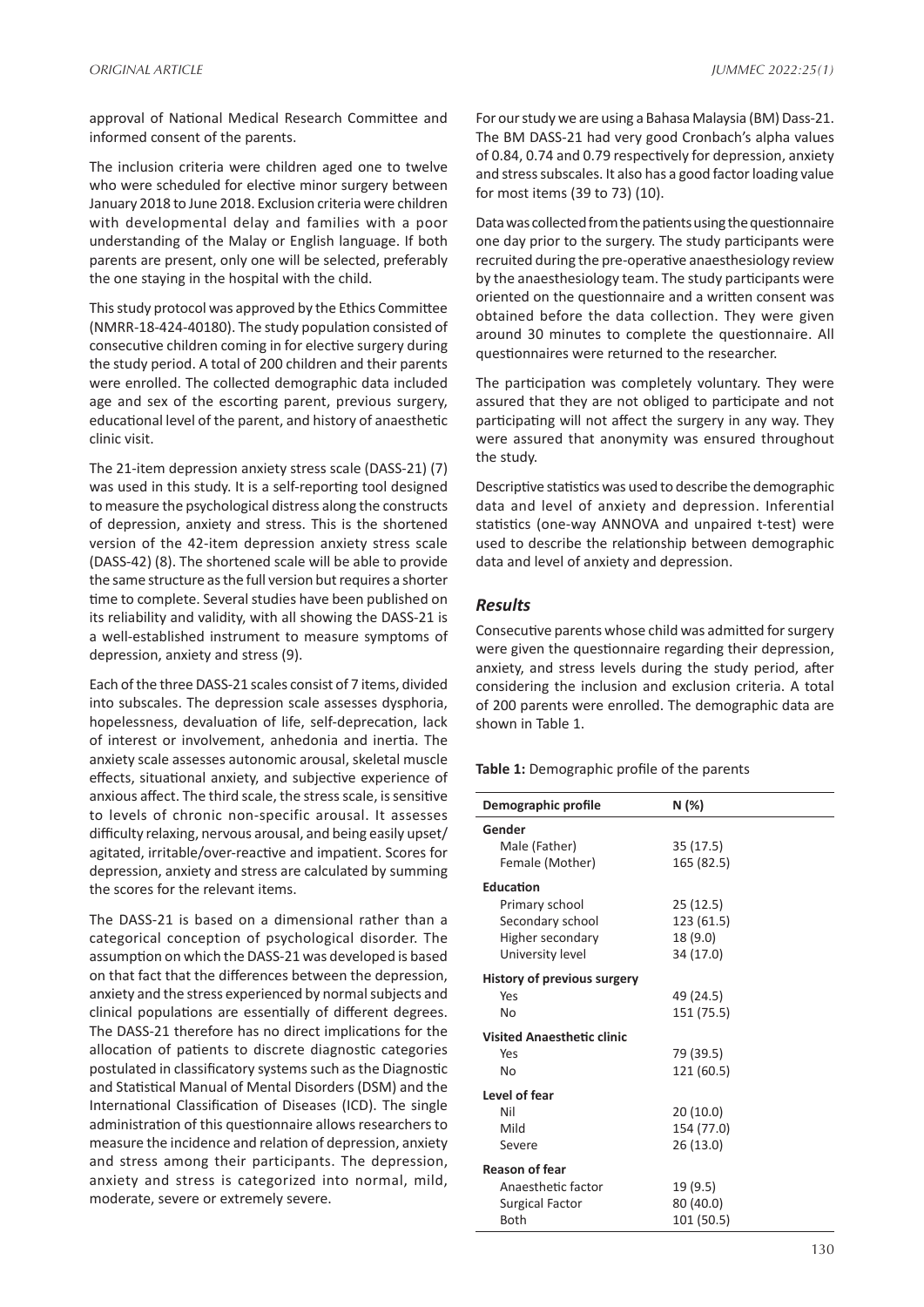approval of National Medical Research Committee and informed consent of the parents.

The inclusion criteria were children aged one to twelve who were scheduled for elective minor surgery between January 2018 to June 2018. Exclusion criteria were children with developmental delay and families with a poor understanding of the Malay or English language. If both parents are present, only one will be selected, preferably the one staying in the hospital with the child.

This study protocol was approved by the Ethics Committee (NMRR-18-424-40180). The study population consisted of consecutive children coming in for elective surgery during the study period. A total of 200 children and their parents were enrolled. The collected demographic data included age and sex of the escorting parent, previous surgery, educational level of the parent, and history of anaesthetic clinic visit.

The 21-item depression anxiety stress scale (DASS-21) (7) was used in this study. It is a self-reporting tool designed to measure the psychological distress along the constructs of depression, anxiety and stress. This is the shortened version of the 42-item depression anxiety stress scale (DASS-42) (8). The shortened scale will be able to provide the same structure as the full version but requires a shorter time to complete. Several studies have been published on its reliability and validity, with all showing the DASS-21 is a well-established instrument to measure symptoms of depression, anxiety and stress (9).

Each of the three DASS-21 scales consist of 7 items, divided into subscales. The depression scale assesses dysphoria, hopelessness, devaluation of life, self-deprecation, lack of interest or involvement, anhedonia and inertia. The anxiety scale assesses autonomic arousal, skeletal muscle effects, situational anxiety, and subjective experience of anxious affect. The third scale, the stress scale, is sensitive to levels of chronic non-specific arousal. It assesses difficulty relaxing, nervous arousal, and being easily upset/agitated, irritable/over-reactive and impatient. Scores for depression, anxiety and stress are calculated by summing the scores for the relevant items.

The DASS-21 is based on a dimensional rather than a categorical conception of psychological disorder. The assumption on which the DASS-21 was developed is based on that fact that the differences between the depression, anxiety and the stress experienced by normal subjects and clinical populations are essentially of different degrees. The DASS-21 therefore has no direct implications for the allocation of patients to discrete diagnostic categories postulated in classificatory systems such as the Diagnostic and Statistical Manual of Mental Disorders (DSM) and the International Classification of Diseases (ICD). The single administration of this questionnaire allows researchers to measure the incidence and relation of depression, anxiety and stress among their participants. The depression, anxiety and stress is categorized into normal, mild, moderate, severe or extremely severe.

For our study we are using a Bahasa Malaysia (BM) Dass-21. The BM DASS-21 had very good Cronbach's alpha values of 0.84, 0.74 and 0.79 respectively for depression, anxiety and stress subscales. It also has a good factor loading value for most items (39 to 73) (10).

Data was collected from the patients using the questionnaire one day prior to the surgery. The study participants were recruited during the pre-operative anaesthesiology review by the anaesthesiology team. The study participants were oriented on the questionnaire and a written consent was obtained before the data collection. They were given around 30 minutes to complete the questionnaire. All questionnaires were returned to the researcher.

The participation was completely voluntary. They were assured that they are not obliged to participate and not participating will not affect the surgery in any way. They were assured that anonymity was ensured throughout the study.

Descriptive statistics was used to describe the demographic data and level of anxiety and depression. Inferential statistics (one-way ANNOVA and unpaired t-test) were used to describe the relationship between demographic data and level of anxiety and depression.

## *Results*

Consecutive parents whose child was admitted for surgery were given the questionnaire regarding their depression, anxiety, and stress levels during the study period, after considering the inclusion and exclusion criteria. A total of 200 parents were enrolled. The demographic data are shown in Table 1.

**Table 1:** Demographic profile of the parents

| Demographic profile | N (%) |
|---|---|
| **Gender** | |
| Male (Father) | 35 (17.5) |
| Female (Mother) | 165 (82.5) |
| **Education** | |
| Primary school | 25 (12.5) |
| Secondary school | 123 (61.5) |
| Higher secondary | 18 (9.0) |
| University level | 34 (17.0) |
| **History of previous surgery** | |
| Yes | 49 (24.5) |
| No | 151 (75.5) |
| **Visited Anaesthetic clinic** | |
| Yes | 79 (39.5) |
| No | 121 (60.5) |
| **Level of fear** | |
| Nil | 20 (10.0) |
| Mild | 154 (77.0) |
| Severe | 26 (13.0) |
| **Reason of fear** | |
| Anaesthetic factor | 19 (9.5) |
| Surgical Factor | 80 (40.0) |
| Both | 101 (50.5) |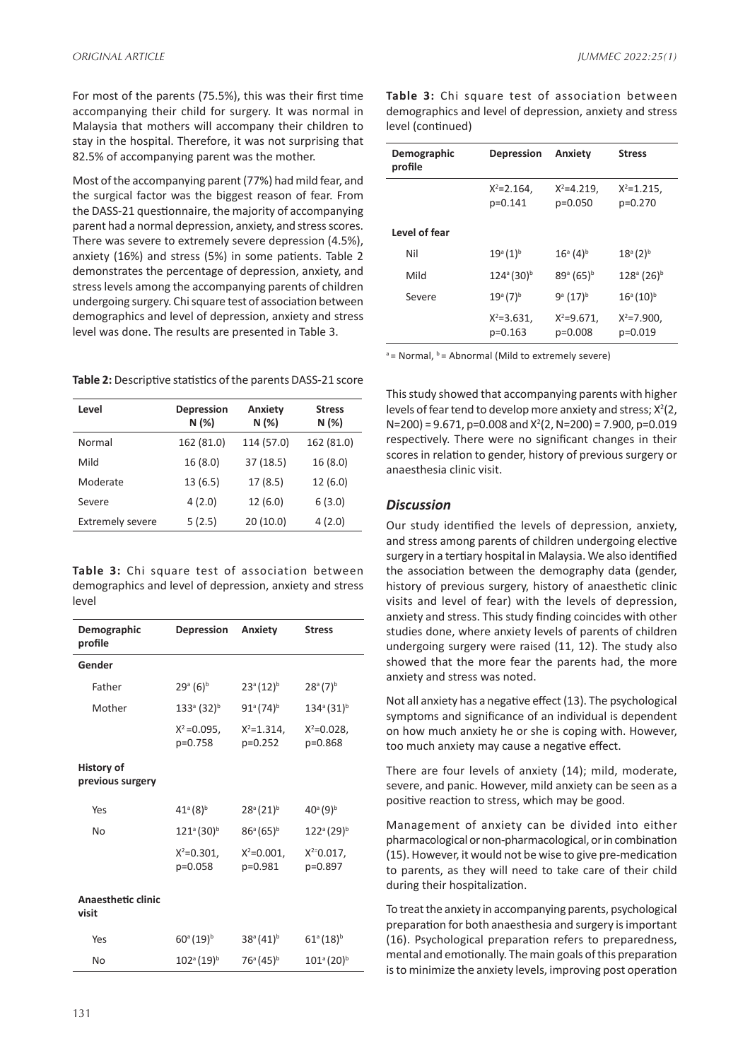For most of the parents (75.5%), this was their first time accompanying their child for surgery. It was normal in Malaysia that mothers will accompany their children to stay in the hospital. Therefore, it was not surprising that 82.5% of accompanying parent was the mother.

Most of the accompanying parent (77%) had mild fear, and the surgical factor was the biggest reason of fear. From the DASS-21 questionnaire, the majority of accompanying parent had a normal depression, anxiety, and stress scores. There was severe to extremely severe depression (4.5%), anxiety (16%) and stress (5%) in some patients. Table 2 demonstrates the percentage of depression, anxiety, and stress levels among the accompanying parents of children undergoing surgery. Chi square test of association between demographics and level of depression, anxiety and stress level was done. The results are presented in Table 3.

**Table 2:** Descriptive statistics of the parents DASS-21 score

| Level | Depression N (%) | Anxiety N (%) | Stress N (%) |
|---|---|---|---|
| Normal | 162 (81.0) | 114 (57.0) | 162 (81.0) |
| Mild | 16 (8.0) | 37 (18.5) | 16 (8.0) |
| Moderate | 13 (6.5) | 17 (8.5) | 12 (6.0) |
| Severe | 4 (2.0) | 12 (6.0) | 6 (3.0) |
| Extremely severe | 5 (2.5) | 20 (10.0) | 4 (2.0) |

**Table 3:** Chi square test of association between demographics and level of depression, anxiety and stress level

| Demographic profile | Depression | Anxiety | Stress |
|---|---|---|---|
| **Gender** | | | |
| Father | 29[a] (6)[b] | 23[a] (12)[b] | 28[a] (7)[b] |
| Mother | 133[a] (32)[b] | 91[a] (74)[b] | 134[a] (31)[b] |
| | $X^2$=0.095, p=0.758 | $X^2$=1.314, p=0.252 | $X^2$=0.028, p=0.868 |
| **History of previous surgery** | | | |
| Yes | 41[a] (8)[b] | 28[a] (21)[b] | 40[a] (9)[b] |
| No | 121[a] (30)[b] | 86[a] (65)[b] | 122[a] (29)[b] |
| | $X^2$=0.301, p=0.058 | $X^2$=0.001, p=0.981 | $X^2$=0.017, p=0.897 |
| **Anaesthetic clinic visit** | | | |
| Yes | 60[a] (19)[b] | 38[a] (41)[b] | 61[a] (18)[b] |
| No | 102[a] (19)[b] | 76[a] (45)[b] | 101[a] (20)[b] |
| | $X^2$=2.164, p=0.141 | $X^2$=4.219, p=0.050 | $X^2$=1.215, p=0.270 |
| **Level of fear** | | | |
| Nil | 19[a] (1)[b] | 16[a] (4)[b] | 18[a] (2)[b] |
| Mild | 124[a] (30)[b] | 89[a] (65)[b] | 128[a] (26)[b] |
| Severe | 19[a] (7)[b] | 9[a] (17)[b] | 16[a] (10)[b] |
| | $X^2$=3.631, p=0.163 | $X^2$=9.671, p=0.008 | $X^2$=7.900, p=0.019 |

[a] = Normal, [b] = Abnormal (Mild to extremely severe)

This study showed that accompanying parents with higher levels of fear tend to develop more anxiety and stress; $X^2(2, N=200) = 9.671$, p=0.008 and $X^2(2, N=200) = 7.900$, p=0.019 respectively. There were no significant changes in their scores in relation to gender, history of previous surgery or anaesthesia clinic visit.

## *Discussion*

Our study identified the levels of depression, anxiety, and stress among parents of children undergoing elective surgery in a tertiary hospital in Malaysia. We also identified the association between the demography data (gender, history of previous surgery, history of anaesthetic clinic visits and level of fear) with the levels of depression, anxiety and stress. This study finding coincides with other studies done, where anxiety levels of parents of children undergoing surgery were raised (11, 12). The study also showed that the more fear the parents had, the more anxiety and stress was noted.

Not all anxiety has a negative effect (13). The psychological symptoms and significance of an individual is dependent on how much anxiety he or she is coping with. However, too much anxiety may cause a negative effect.

There are four levels of anxiety (14); mild, moderate, severe, and panic. However, mild anxiety can be seen as a positive reaction to stress, which may be good.

Management of anxiety can be divided into either pharmacological or non-pharmacological, or in combination (15). However, it would not be wise to give pre-medication to parents, as they will need to take care of their child during their hospitalization.

To treat the anxiety in accompanying parents, psychological preparation for both anaesthesia and surgery is important (16). Psychological preparation refers to preparedness, mental and emotionally. The main goals of this preparation is to minimize the anxiety levels, improving post operation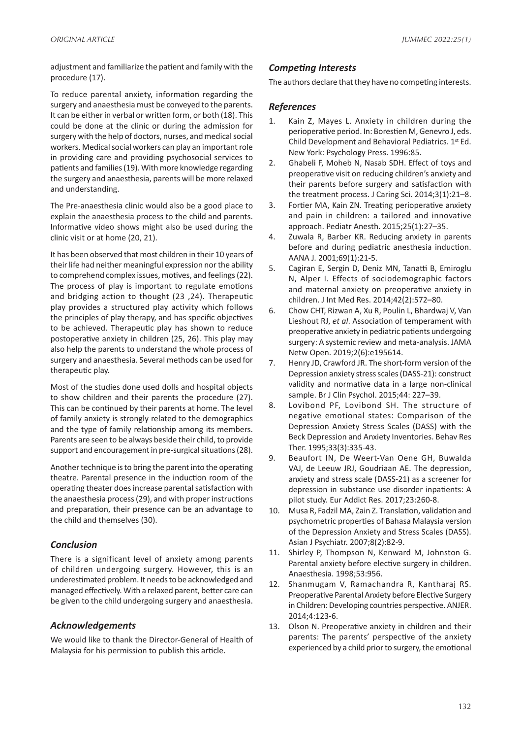adjustment and familiarize the patient and family with the procedure (17).

To reduce parental anxiety, information regarding the surgery and anaesthesia must be conveyed to the parents. It can be either in verbal or written form, or both (18). This could be done at the clinic or during the admission for surgery with the help of doctors, nurses, and medical social workers. Medical social workers can play an important role in providing care and providing psychosocial services to patients and families (19). With more knowledge regarding the surgery and anaesthesia, parents will be more relaxed and understanding.

The Pre-anaesthesia clinic would also be a good place to explain the anaesthesia process to the child and parents. Informative video shows might also be used during the clinic visit or at home (20, 21).

It has been observed that most children in their 10 years of their life had neither meaningful expression nor the ability to comprehend complex issues, motives, and feelings (22). The process of play is important to regulate emotions and bridging action to thought (23 ,24). Therapeutic play provides a structured play activity which follows the principles of play therapy, and has specific objectives to be achieved. Therapeutic play has shown to reduce postoperative anxiety in children (25, 26). This play may also help the parents to understand the whole process of surgery and anaesthesia. Several methods can be used for therapeutic play.

Most of the studies done used dolls and hospital objects to show children and their parents the procedure (27). This can be continued by their parents at home. The level of family anxiety is strongly related to the demographics and the type of family relationship among its members. Parents are seen to be always beside their child, to provide support and encouragement in pre-surgical situations (28).

Another technique is to bring the parent into the operating theatre. Parental presence in the induction room of the operating theater does increase parental satisfaction with the anaesthesia process (29), and with proper instructions and preparation, their presence can be an advantage to the child and themselves (30).

## *Conclusion*

There is a significant level of anxiety among parents of children undergoing surgery. However, this is an underestimated problem. It needs to be acknowledged and managed effectively. With a relaxed parent, better care can be given to the child undergoing surgery and anaesthesia.

## *Acknowledgements*

We would like to thank the Director-General of Health of Malaysia for his permission to publish this article.

## *Competing Interests*

The authors declare that they have no competing interests.

## *References*

1. Kain Z, Mayes L. Anxiety in children during the perioperative period. In: Borestien M, Genevro J, eds. Child Development and Behavioral Pediatrics. 1st Ed. New York: Psychology Press. 1996:85.
2. Ghabeli F, Moheb N, Nasab SDH. Effect of toys and preoperative visit on reducing children's anxiety and their parents before surgery and satisfaction with the treatment process. J Caring Sci. 2014;3(1):21–8.
3. Fortier MA, Kain ZN. Treating perioperative anxiety and pain in children: a tailored and innovative approach. Pediatr Anesth. 2015;25(1):27–35.
4. Zuwala R, Barber KR. Reducing anxiety in parents before and during pediatric anesthesia induction. AANA J. 2001;69(1):21-5.
5. Cagiran E, Sergin D, Deniz MN, Tanatti B, Emiroglu N, Alper I. Effects of sociodemographic factors and maternal anxiety on preoperative anxiety in children. J Int Med Res. 2014;42(2):572–80.
6. Chow CHT, Rizwan A, Xu R, Poulin L, Bhardwaj V, Van Lieshout RJ, *et al*. Association of temperament with preoperative anxiety in pediatric patients undergoing surgery: A systemic review and meta-analysis. JAMA Netw Open. 2019;2(6):e195614.
7. Henry JD, Crawford JR. The short-form version of the Depression anxiety stress scales (DASS-21): construct validity and normative data in a large non-clinical sample. Br J Clin Psychol. 2015;44: 227–39.
8. Lovibond PF, Lovibond SH. The structure of negative emotional states: Comparison of the Depression Anxiety Stress Scales (DASS) with the Beck Depression and Anxiety Inventories. Behav Res Ther. 1995;33(3):335-43.
9. Beaufort IN, De Weert-Van Oene GH, Buwalda VAJ, de Leeuw JRJ, Goudriaan AE. The depression, anxiety and stress scale (DASS-21) as a screener for depression in substance use disorder inpatients: A pilot study. Eur Addict Res. 2017;23:260-8.
10. Musa R, Fadzil MA, Zain Z. Translation, validation and psychometric properties of Bahasa Malaysia version of the Depression Anxiety and Stress Scales (DASS). Asian J Psychiatr. 2007;8(2):82-9.
11. Shirley P, Thompson N, Kenward M, Johnston G. Parental anxiety before elective surgery in children. Anaesthesia. 1998;53:956.
12. Shanmugam V, Ramachandra R, Kantharaj RS. Preoperative Parental Anxiety before Elective Surgery in Children: Developing countries perspective. ANJER. 2014;4:123-6.
13. Olson N. Preoperative anxiety in children and their parents: The parents' perspective of the anxiety experienced by a child prior to surgery, the emotional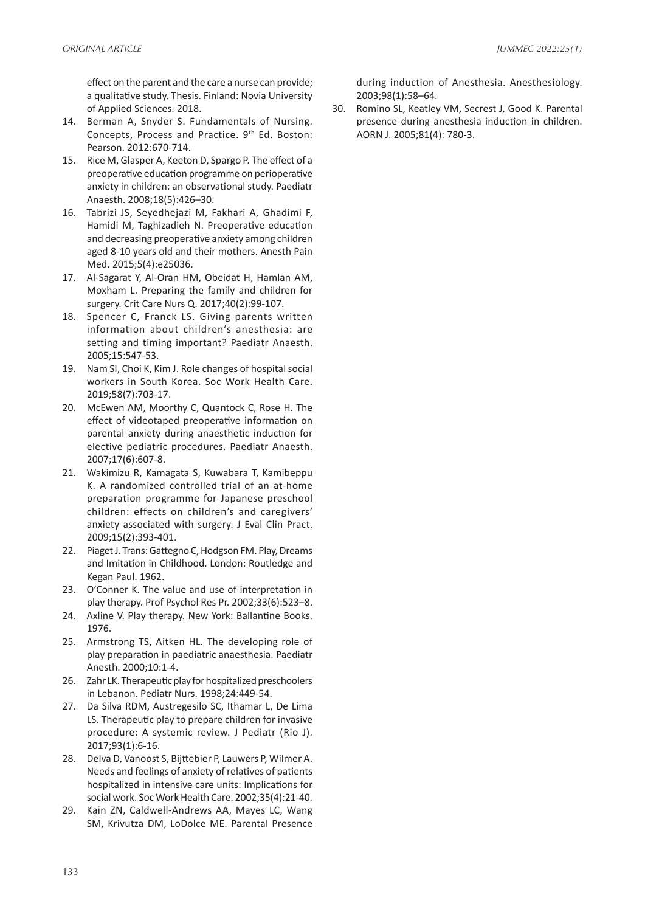effect on the parent and the care a nurse can provide; a qualitative study. Thesis. Finland: Novia University of Applied Sciences. 2018.

14. Berman A, Snyder S. Fundamentals of Nursing. Concepts, Process and Practice. 9th Ed. Boston: Pearson. 2012:670-714.
15. Rice M, Glasper A, Keeton D, Spargo P. The effect of a preoperative education programme on perioperative anxiety in children: an observational study. Paediatr Anaesth. 2008;18(5):426–30.
16. Tabrizi JS, Seyedhejazi M, Fakhari A, Ghadimi F, Hamidi M, Taghizadieh N. Preoperative education and decreasing preoperative anxiety among children aged 8-10 years old and their mothers. Anesth Pain Med. 2015;5(4):e25036.
17. Al-Sagarat Y, Al-Oran HM, Obeidat H, Hamlan AM, Moxham L. Preparing the family and children for surgery. Crit Care Nurs Q. 2017;40(2):99-107.
18. Spencer C, Franck LS. Giving parents written information about children's anesthesia: are setting and timing important? Paediatr Anaesth. 2005;15:547-53.
19. Nam SI, Choi K, Kim J. Role changes of hospital social workers in South Korea. Soc Work Health Care. 2019;58(7):703-17.
20. McEwen AM, Moorthy C, Quantock C, Rose H. The effect of videotaped preoperative information on parental anxiety during anaesthetic induction for elective pediatric procedures. Paediatr Anaesth. 2007;17(6):607-8.
21. Wakimizu R, Kamagata S, Kuwabara T, Kamibeppu K. A randomized controlled trial of an at-home preparation programme for Japanese preschool children: effects on children's and caregivers' anxiety associated with surgery. J Eval Clin Pract. 2009;15(2):393-401.
22. Piaget J. Trans: Gattegno C, Hodgson FM. Play, Dreams and Imitation in Childhood. London: Routledge and Kegan Paul. 1962.
23. O'Conner K. The value and use of interpretation in play therapy. Prof Psychol Res Pr. 2002;33(6):523–8.
24. Axline V. Play therapy. New York: Ballantine Books. 1976.
25. Armstrong TS, Aitken HL. The developing role of play preparation in paediatric anaesthesia. Paediatr Anesth. 2000;10:1-4.
26. Zahr LK. Therapeutic play for hospitalized preschoolers in Lebanon. Pediatr Nurs. 1998;24:449-54.
27. Da Silva RDM, Austregesilo SC, Ithamar L, De Lima LS. Therapeutic play to prepare children for invasive procedure: A systemic review. J Pediatr (Rio J). 2017;93(1):6-16.
28. Delva D, Vanoost S, Bijttebier P, Lauwers P, Wilmer A. Needs and feelings of anxiety of relatives of patients hospitalized in intensive care units: Implications for social work. Soc Work Health Care. 2002;35(4):21-40.
29. Kain ZN, Caldwell-Andrews AA, Mayes LC, Wang SM, Krivutza DM, LoDolce ME. Parental Presence during induction of Anesthesia. Anesthesiology. 2003;98(1):58–64.
30. Romino SL, Keatley VM, Secrest J, Good K. Parental presence during anesthesia induction in children. AORN J. 2005;81(4): 780-3.